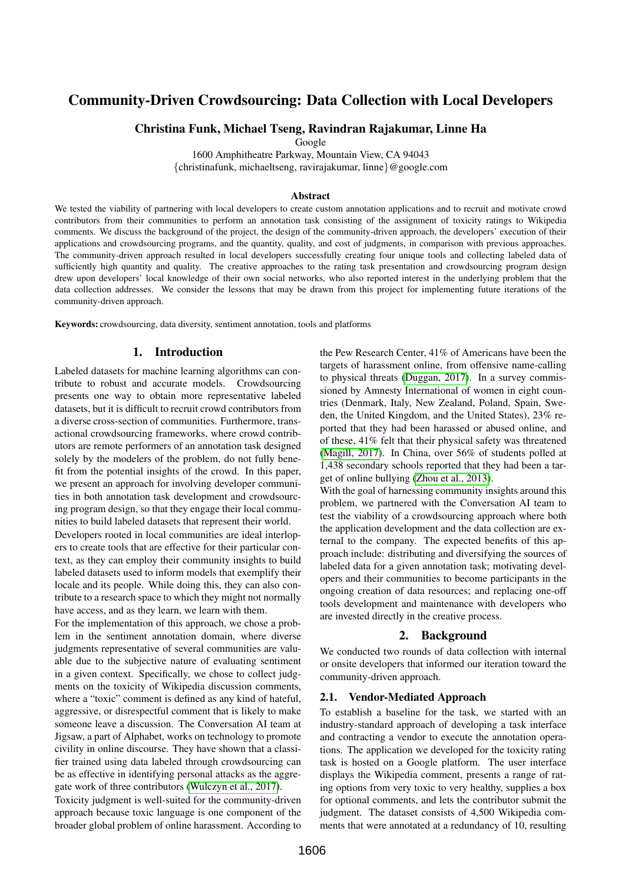# Community-Driven Crowdsourcing: Data Collection with Local Developers

**Christina Funk, Michael Tseng, Ravindran Rajakumar, Linne Ha**

Google

1600 Amphitheatre Parkway, Mountain View, CA 94043

{christinafunk, michaeltseng, ravirajakumar, linne}@google.com

## Abstract

We tested the viability of partnering with local developers to create custom annotation applications and to recruit and motivate crowd contributors from their communities to perform an annotation task consisting of the assignment of toxicity ratings to Wikipedia comments. We discuss the background of the project, the design of the community-driven approach, the developers' execution of their applications and crowdsourcing programs, and the quantity, quality, and cost of judgments, in comparison with previous approaches. The community-driven approach resulted in local developers successfully creating four unique tools and collecting labeled data of sufficiently high quantity and quality. The creative approaches to the rating task presentation and crowdsourcing program design drew upon developers' local knowledge of their own social networks, who also reported interest in the underlying problem that the data collection addresses. We consider the lessons that may be drawn from this project for implementing future iterations of the community-driven approach.

**Keywords:** crowdsourcing, data diversity, sentiment annotation, tools and platforms

## 1. Introduction

Labeled datasets for machine learning algorithms can contribute to robust and accurate models. Crowdsourcing presents one way to obtain more representative labeled datasets, but it is difficult to recruit crowd contributors from a diverse cross-section of communities. Furthermore, transactional crowdsourcing frameworks, where crowd contributors are remote performers of an annotation task designed solely by the modelers of the problem, do not fully benefit from the potential insights of the crowd. In this paper, we present an approach for involving developer communities in both annotation task development and crowdsourcing program design, so that they engage their local communities to build labeled datasets that represent their world.

Developers rooted in local communities are ideal interlopers to create tools that are effective for their particular context, as they can employ their community insights to build labeled datasets used to inform models that exemplify their locale and its people. While doing this, they can also contribute to a research space to which they might not normally have access, and as they learn, we learn with them.

For the implementation of this approach, we chose a problem in the sentiment annotation domain, where diverse judgments representative of several communities are valuable due to the subjective nature of evaluating sentiment in a given context. Specifically, we chose to collect judgments on the toxicity of Wikipedia discussion comments, where a "toxic" comment is defined as any kind of hateful, aggressive, or disrespectful comment that is likely to make someone leave a discussion. The Conversation AI team at Jigsaw, a part of Alphabet, works on technology to promote civility in online discourse. They have shown that a classifier trained using data labeled through crowdsourcing can be as effective in identifying personal attacks as the aggregate work of three contributors (Wulczyn et al., 2017).

Toxicity judgment is well-suited for the community-driven approach because toxic language is one component of the broader global problem of online harassment. According to the Pew Research Center, 41% of Americans have been the targets of harassment online, from offensive name-calling to physical threats (Duggan, 2017). In a survey commissioned by Amnesty International of women in eight countries (Denmark, Italy, New Zealand, Poland, Spain, Sweden, the United Kingdom, and the United States), 23% reported that they had been harassed or abused online, and of these, 41% felt that their physical safety was threatened (Magill, 2017). In China, over 56% of students polled at 1,438 secondary schools reported that they had been a target of online bullying (Zhou et al., 2013).

With the goal of harnessing community insights around this problem, we partnered with the Conversation AI team to test the viability of a crowdsourcing approach where both the application development and the data collection are external to the company. The expected benefits of this approach include: distributing and diversifying the sources of labeled data for a given annotation task; motivating developers and their communities to become participants in the ongoing creation of data resources; and replacing one-off tools development and maintenance with developers who are invested directly in the creative process.

## 2. Background

We conducted two rounds of data collection with internal or onsite developers that informed our iteration toward the community-driven approach.

### 2.1. Vendor-Mediated Approach

To establish a baseline for the task, we started with an industry-standard approach of developing a task interface and contracting a vendor to execute the annotation operations. The application we developed for the toxicity rating task is hosted on a Google platform. The user interface displays the Wikipedia comment, presents a range of rating options from very toxic to very healthy, supplies a box for optional comments, and lets the contributor submit the judgment. The dataset consists of 4,500 Wikipedia comments that were annotated at a redundancy of 10, resulting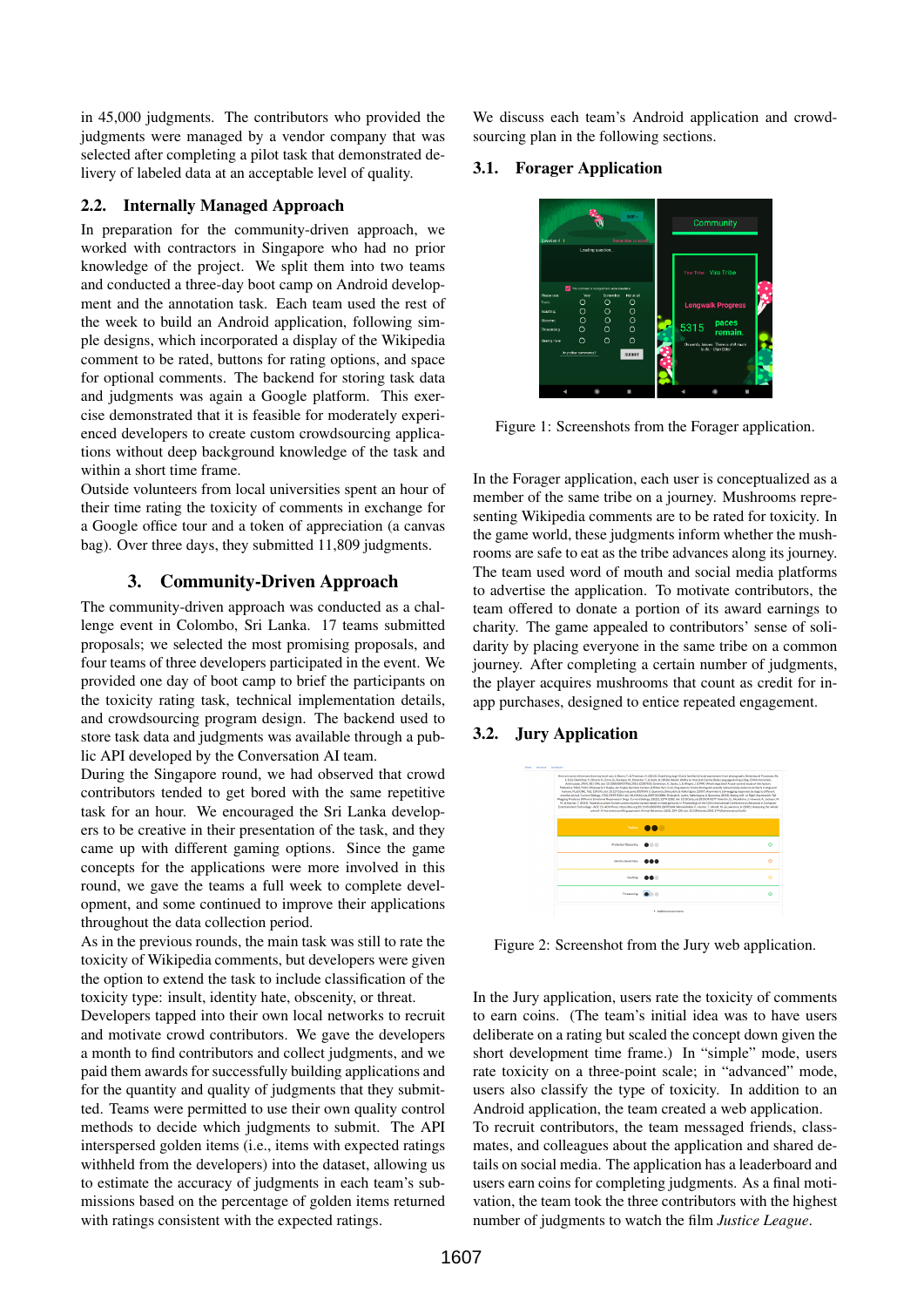in 45,000 judgments. The contributors who provided the judgments were managed by a vendor company that was selected after completing a pilot task that demonstrated delivery of labeled data at an acceptable level of quality.

### 2.2. Internally Managed Approach

In preparation for the community-driven approach, we worked with contractors in Singapore who had no prior knowledge of the project. We split them into two teams and conducted a three-day boot camp on Android development and the annotation task. Each team used the rest of the week to build an Android application, following simple designs, which incorporated a display of the Wikipedia comment to be rated, buttons for rating options, and space for optional comments. The backend for storing task data and judgments was again a Google platform. This exercise demonstrated that it is feasible for moderately experienced developers to create custom crowdsourcing applications without deep background knowledge of the task and within a short time frame.

Outside volunteers from local universities spent an hour of their time rating the toxicity of comments in exchange for a Google office tour and a token of appreciation (a canvas bag). Over three days, they submitted 11,809 judgments.

## 3. Community-Driven Approach

The community-driven approach was conducted as a challenge event in Colombo, Sri Lanka. 17 teams submitted proposals; we selected the most promising proposals, and four teams of three developers participated in the event. We provided one day of boot camp to brief the participants on the toxicity rating task, technical implementation details, and crowdsourcing program design. The backend used to store task data and judgments was available through a public API developed by the Conversation AI team.

During the Singapore round, we had observed that crowd contributors tended to get bored with the same repetitive task for an hour. We encouraged the Sri Lanka developers to be creative in their presentation of the task, and they came up with different gaming options. Since the game concepts for the applications were more involved in this round, we gave the teams a full week to complete development, and some continued to improve their applications throughout the data collection period.

As in the previous rounds, the main task was still to rate the toxicity of Wikipedia comments, but developers were given the option to extend the task to include classification of the toxicity type: insult, identity hate, obscenity, or threat.

Developers tapped into their own local networks to recruit and motivate crowd contributors. We gave the developers a month to find contributors and collect judgments, and we paid them awards for successfully building applications and for the quantity and quality of judgments that they submitted. Teams were permitted to use their own quality control methods to decide which judgments to submit. The API interspersed golden items (i.e., items with expected ratings withheld from the developers) into the dataset, allowing us to estimate the accuracy of judgments in each team's submissions based on the percentage of golden items returned with ratings consistent with the expected ratings.

We discuss each team's Android application and crowdsourcing plan in the following sections.

### 3.1. Forager Application

Figure 1: Screenshots from the Forager application.

In the Forager application, each user is conceptualized as a member of the same tribe on a journey. Mushrooms representing Wikipedia comments are to be rated for toxicity. In the game world, these judgments inform whether the mushrooms are safe to eat as the tribe advances along its journey. The team used word of mouth and social media platforms to advertise the application. To motivate contributors, the team offered to donate a portion of its award earnings to charity. The game appealed to contributors' sense of solidarity by placing everyone in the same tribe on a common journey. After completing a certain number of judgments, the player acquires mushrooms that count as credit for in-app purchases, designed to entice repeated engagement.

### 3.2. Jury Application

Figure 2: Screenshot from the Jury web application.

In the Jury application, users rate the toxicity of comments to earn coins. (The team's initial idea was to have users deliberate on a rating but scaled the concept down given the short development time frame.) In "simple" mode, users rate toxicity on a three-point scale; in "advanced" mode, users also classify the type of toxicity. In addition to an Android application, the team created a web application.

To recruit contributors, the team messaged friends, classmates, and colleagues about the application and shared details on social media. The application has a leaderboard and users earn coins for completing judgments. As a final motivation, the team took the three contributors with the highest number of judgments to watch the film *Justice League*.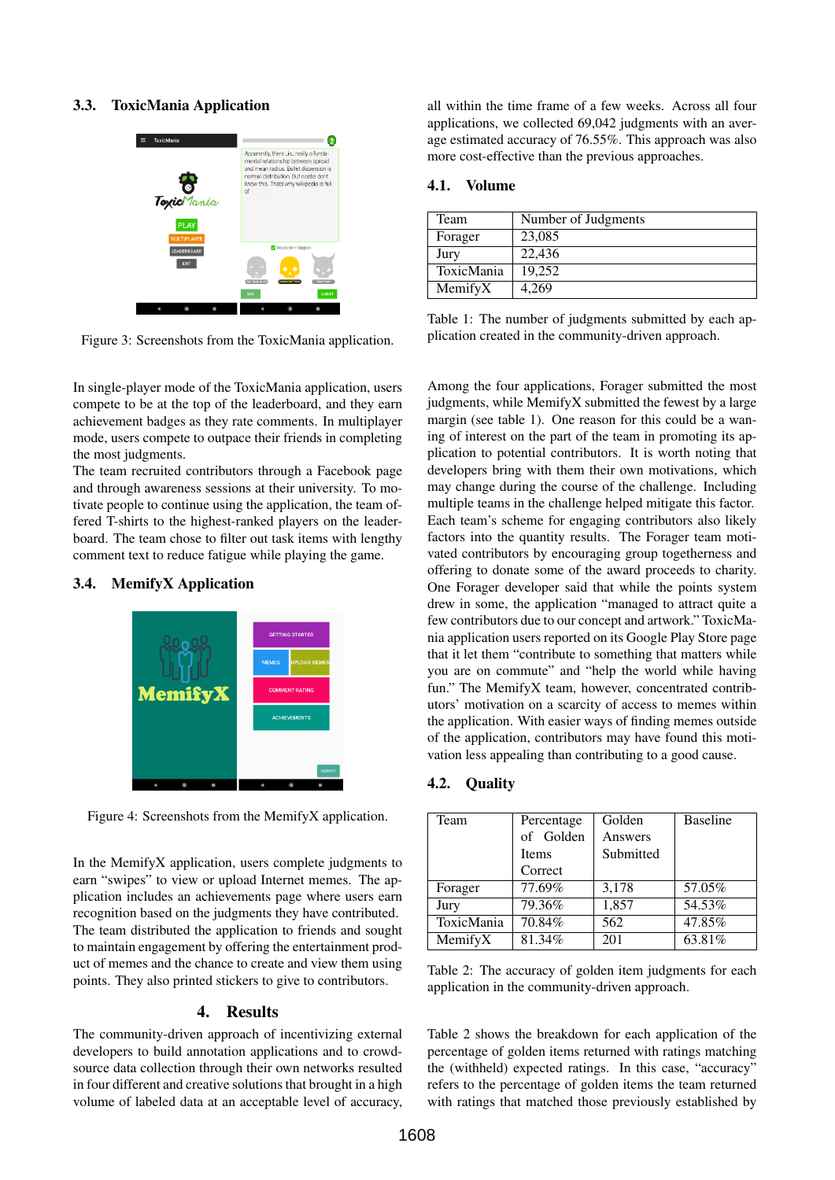### 3.3. ToxicMania Application

Figure 3: Screenshots from the ToxicMania application.

In single-player mode of the ToxicMania application, users compete to be at the top of the leaderboard, and they earn achievement badges as they rate comments. In multiplayer mode, users compete to outpace their friends in completing the most judgments.
The team recruited contributors through a Facebook page and through awareness sessions at their university. To motivate people to continue using the application, the team offered T-shirts to the highest-ranked players on the leaderboard. The team chose to filter out task items with lengthy comment text to reduce fatigue while playing the game.

### 3.4. MemifyX Application

Figure 4: Screenshots from the MemifyX application.

In the MemifyX application, users complete judgments to earn "swipes" to view or upload Internet memes. The application includes an achievements page where users earn recognition based on the judgments they have contributed.
The team distributed the application to friends and sought to maintain engagement by offering the entertainment product of memes and the chance to create and view them using points. They also printed stickers to give to contributors.

## 4. Results

The community-driven approach of incentivizing external developers to build annotation applications and to crowdsource data collection through their own networks resulted in four different and creative solutions that brought in a high volume of labeled data at an acceptable level of accuracy, all within the time frame of a few weeks. Across all four applications, we collected 69,042 judgments with an average estimated accuracy of 76.55%. This approach was also more cost-effective than the previous approaches.

### 4.1. Volume

| Team | Number of Judgments |
| --- | --- |
| Forager | 23,085 |
| Jury | 22,436 |
| ToxicMania | 19,252 |
| MemifyX | 4,269 |

Table 1: The number of judgments submitted by each application created in the community-driven approach.

Among the four applications, Forager submitted the most judgments, while MemifyX submitted the fewest by a large margin (see table 1). One reason for this could be a waning of interest on the part of the team in promoting its application to potential contributors. It is worth noting that developers bring with them their own motivations, which may change during the course of the challenge. Including multiple teams in the challenge helped mitigate this factor. Each team's scheme for engaging contributors also likely factors into the quantity results. The Forager team motivated contributors by encouraging group togetherness and offering to donate some of the award proceeds to charity. One Forager developer said that while the points system drew in some, the application "managed to attract quite a few contributors due to our concept and artwork." ToxicMania application users reported on its Google Play Store page that it let them "contribute to something that matters while you are on commute" and "help the world while having fun." The MemifyX team, however, concentrated contributors' motivation on a scarcity of access to memes within the application. With easier ways of finding memes outside of the application, contributors may have found this motivation less appealing than contributing to a good cause.

### 4.2. Quality

| Team | Percentage of Golden Items Correct | Golden Answers Submitted | Baseline |
| --- | --- | --- | --- |
| Forager | 77.69% | 3,178 | 57.05% |
| Jury | 79.36% | 1,857 | 54.53% |
| ToxicMania | 70.84% | 562 | 47.85% |
| MemifyX | 81.34% | 201 | 63.81% |

Table 2: The accuracy of golden item judgments for each application in the community-driven approach.

Table 2 shows the breakdown for each application of the percentage of golden items returned with ratings matching the (withheld) expected ratings. In this case, "accuracy" refers to the percentage of golden items the team returned with ratings that matched those previously established by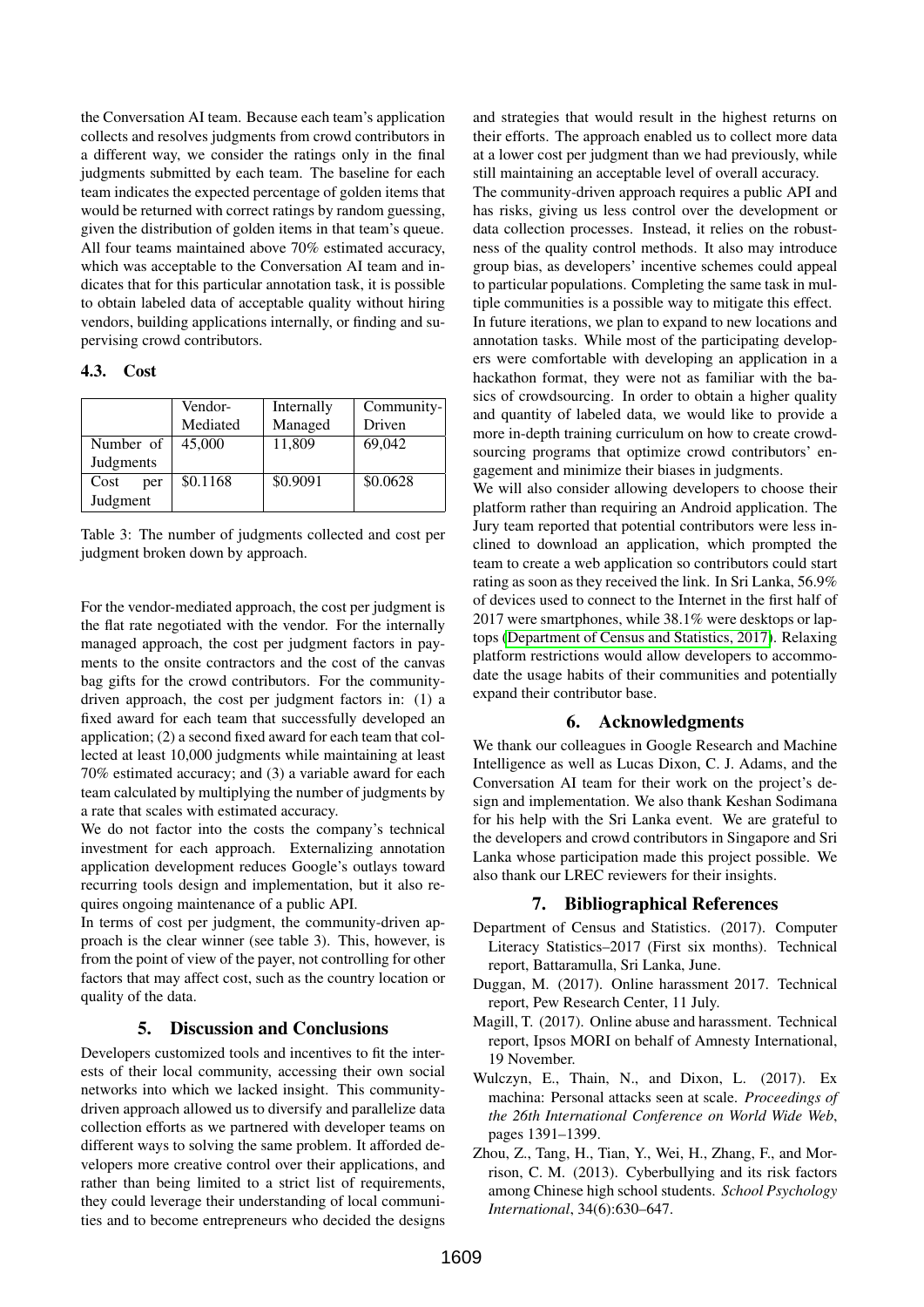the Conversation AI team. Because each team's application collects and resolves judgments from crowd contributors in a different way, we consider the ratings only in the final judgments submitted by each team. The baseline for each team indicates the expected percentage of golden items that would be returned with correct ratings by random guessing, given the distribution of golden items in that team's queue. All four teams maintained above 70% estimated accuracy, which was acceptable to the Conversation AI team and indicates that for this particular annotation task, it is possible to obtain labeled data of acceptable quality without hiring vendors, building applications internally, or finding and supervising crowd contributors.

### 4.3. Cost

| | Vendor-Mediated | Internally Managed | Community-Driven |
|---|---|---|---|
| Number of Judgments | 45,000 | 11,809 | 69,042 |
| Cost per Judgment | \$0.1168 | \$0.9091 | \$0.0628 |

Table 3: The number of judgments collected and cost per judgment broken down by approach.

For the vendor-mediated approach, the cost per judgment is the flat rate negotiated with the vendor. For the internally managed approach, the cost per judgment factors in: payments to the onsite contractors and the cost of the canvas bag gifts for the crowd contributors. For the community-driven approach, the cost per judgment factors in: (1) a fixed award for each team that successfully developed an application; (2) a second fixed award for each team that collected at least 10,000 judgments while maintaining at least 70% estimated accuracy; and (3) a variable award for each team calculated by multiplying the number of judgments by a rate that scales with estimated accuracy.

We do not factor into the costs the company's technical investment for each approach. Externalizing annotation application development reduces Google's outlays toward recurring tools design and implementation, but it also requires ongoing maintenance of a public API.

In terms of cost per judgment, the community-driven approach is the clear winner (see table 3). This, however, is from the point of view of the payer, not controlling for other factors that may affect cost, such as the country location or quality of the data.

## 5. Discussion and Conclusions

Developers customized tools and incentives to fit the interests of their local community, accessing their own social networks into which we lacked insight. This community-driven approach allowed us to diversify and parallelize data collection efforts as we partnered with developer teams on different ways to solving the same problem. It afforded developers more creative control over their applications, and rather than being limited to a strict list of requirements, they could leverage their understanding of local communities and to become entrepreneurs who decided the designs and strategies that would result in the highest returns on their efforts. The approach enabled us to collect more data at a lower cost per judgment than we had previously, while still maintaining an acceptable level of overall accuracy.

The community-driven approach requires a public API and has risks, giving us less control over the development or data collection processes. Instead, it relies on the robustness of the quality control methods. It also may introduce group bias, as developers' incentive schemes could appeal to particular populations. Completing the same task in multiple communities is a possible way to mitigate this effect.

In future iterations, we plan to expand to new locations and annotation tasks. While most of the participating developers were comfortable with developing an application in a hackathon format, they were not as familiar with the basics of crowdsourcing. In order to obtain a higher quality and quantity of labeled data, we would like to provide a more in-depth training curriculum on how to create crowdsourcing programs that optimize crowd contributors' engagement and minimize their biases in judgments.

We will also consider allowing developers to choose their platform rather than requiring an Android application. The Jury team reported that potential contributors were less inclined to download an application, which prompted the team to create a web application so contributors could start rating as soon as they received the link. In Sri Lanka, 56.9% of devices used to connect to the Internet in the first half of 2017 were smartphones, while 38.1% were desktops or laptops (Department of Census and Statistics, 2017). Relaxing platform restrictions would allow developers to accommodate the usage habits of their communities and potentially expand their contributor base.

## 6. Acknowledgments

We thank our colleagues in Google Research and Machine Intelligence as well as Lucas Dixon, C. J. Adams, and the Conversation AI team for their work on the project's design and implementation. We also thank Keshan Sodimana for his help with the Sri Lanka event. We are grateful to the developers and crowd contributors in Singapore and Sri Lanka whose participation made this project possible. We also thank our LREC reviewers for their insights.

## 7. Bibliographical References

Department of Census and Statistics. (2017). Computer Literacy Statistics–2017 (First six months). Technical report, Battaramulla, Sri Lanka, June.

Duggan, M. (2017). Online harassment 2017. Technical report, Pew Research Center, 11 July.

Magill, T. (2017). Online abuse and harassment. Technical report, Ipsos MORI on behalf of Amnesty International, 19 November.

Wulczyn, E., Thain, N., and Dixon, L. (2017). Ex machina: Personal attacks seen at scale. *Proceedings of the 26th International Conference on World Wide Web*, pages 1391–1399.

Zhou, Z., Tang, H., Tian, Y., Wei, H., Zhang, F., and Morrison, C. M. (2013). Cyberbullying and its risk factors among Chinese high school students. *School Psychology International*, 34(6):630–647.